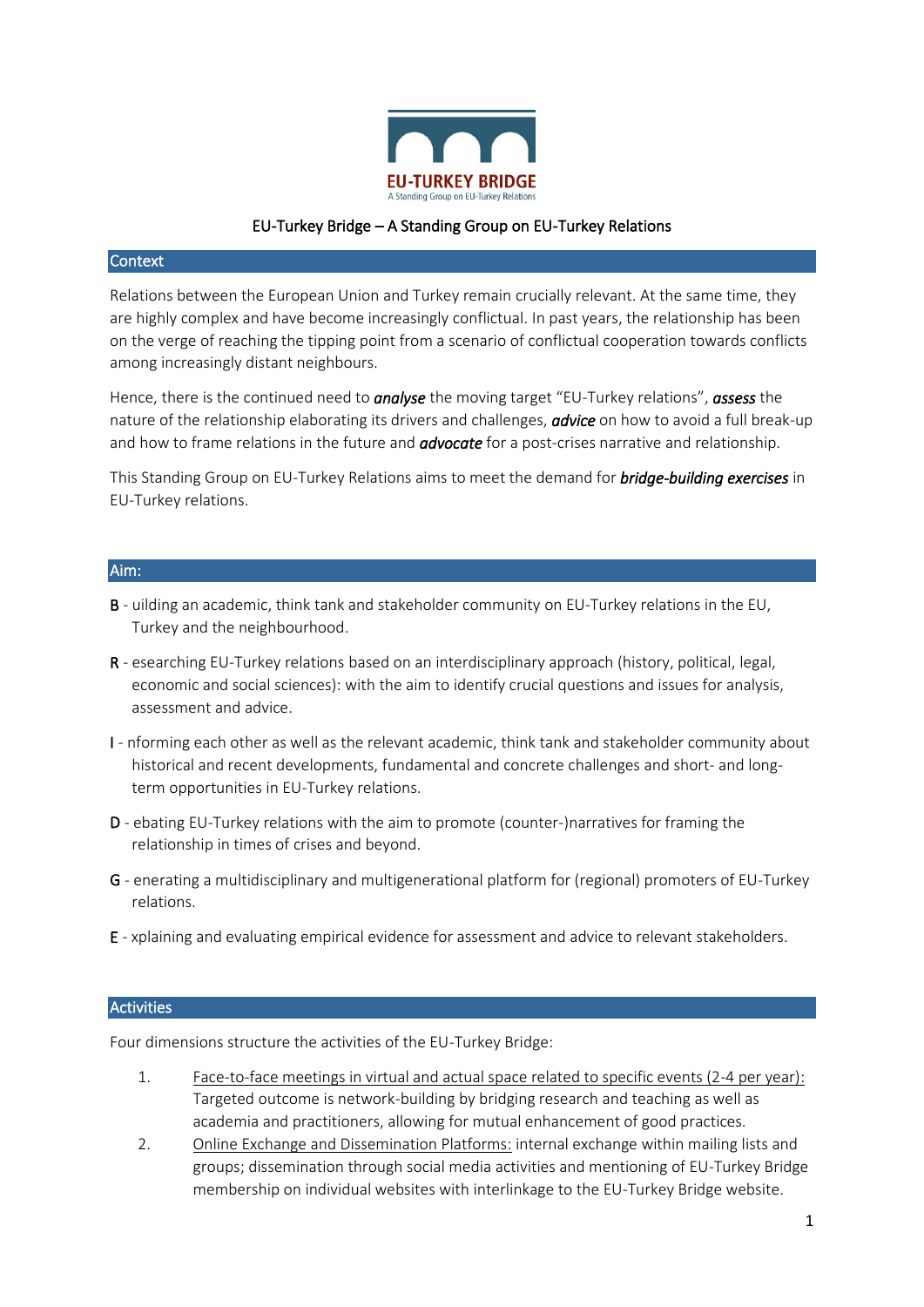EU-TURKEY BRIDGE
A Standing Group on EU-Turkey Relations

# EU-Turkey Bridge – A Standing Group on EU-Turkey Relations

## Context

Relations between the European Union and Turkey remain crucially relevant. At the same time, they are highly complex and have become increasingly conflictual. In past years, the relationship has been on the verge of reaching the tipping point from a scenario of conflictual cooperation towards conflicts among increasingly distant neighbours.

Hence, there is the continued need to ***analyse*** the moving target "EU-Turkey relations", ***assess*** the nature of the relationship elaborating its drivers and challenges, ***advice*** on how to avoid a full break-up and how to frame relations in the future and ***advocate*** for a post-crises narrative and relationship.

This Standing Group on EU-Turkey Relations aims to meet the demand for ***bridge-building exercises*** in EU-Turkey relations.

## Aim:

**B** - uilding an academic, think tank and stakeholder community on EU-Turkey relations in the EU, Turkey and the neighbourhood.

**R** - esearching EU-Turkey relations based on an interdisciplinary approach (history, political, legal, economic and social sciences): with the aim to identify crucial questions and issues for analysis, assessment and advice.

**I** - nforming each other as well as the relevant academic, think tank and stakeholder community about historical and recent developments, fundamental and concrete challenges and short- and long-term opportunities in EU-Turkey relations.

**D** - ebating EU-Turkey relations with the aim to promote (counter-)narratives for framing the relationship in times of crises and beyond.

**G** - enerating a multidisciplinary and multigenerational platform for (regional) promoters of EU-Turkey relations.

**E** - xplaining and evaluating empirical evidence for assessment and advice to relevant stakeholders.

## Activities

Four dimensions structure the activities of the EU-Turkey Bridge:

1. Face-to-face meetings in virtual and actual space related to specific events (2-4 per year): Targeted outcome is network-building by bridging research and teaching as well as academia and practitioners, allowing for mutual enhancement of good practices.
2. Online Exchange and Dissemination Platforms: internal exchange within mailing lists and groups; dissemination through social media activities and mentioning of EU-Turkey Bridge membership on individual websites with interlinkage to the EU-Turkey Bridge website.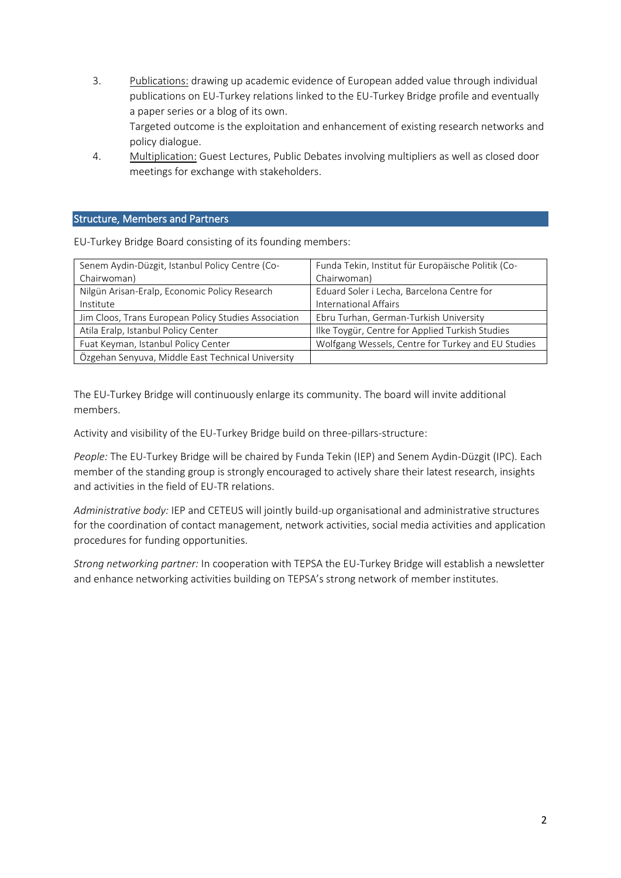3. Publications: drawing up academic evidence of European added value through individual publications on EU-Turkey relations linked to the EU-Turkey Bridge profile and eventually a paper series or a blog of its own.
   Targeted outcome is the exploitation and enhancement of existing research networks and policy dialogue.
4. Multiplication: Guest Lectures, Public Debates involving multipliers as well as closed door meetings for exchange with stakeholders.

## Structure, Members and Partners

EU-Turkey Bridge Board consisting of its founding members:

| | |
|---|---|
| Senem Aydin-Düzgit, Istanbul Policy Centre (Co-Chairwoman) | Funda Tekin, Institut für Europäische Politik (Co-Chairwoman) |
| Nilgün Arisan-Eralp, Economic Policy Research Institute | Eduard Soler i Lecha, Barcelona Centre for International Affairs |
| Jim Cloos, Trans European Policy Studies Association | Ebru Turhan, German-Turkish University |
| Atila Eralp, Istanbul Policy Center | Ilke Toygür, Centre for Applied Turkish Studies |
| Fuat Keyman, Istanbul Policy Center | Wolfgang Wessels, Centre for Turkey and EU Studies |
| Özgehan Senyuva, Middle East Technical University | |

The EU-Turkey Bridge will continuously enlarge its community. The board will invite additional members.

Activity and visibility of the EU-Turkey Bridge build on three-pillars-structure:

*People:* The EU-Turkey Bridge will be chaired by Funda Tekin (IEP) and Senem Aydin-Düzgit (IPC). Each member of the standing group is strongly encouraged to actively share their latest research, insights and activities in the field of EU-TR relations.

*Administrative body:* IEP and CETEUS will jointly build-up organisational and administrative structures for the coordination of contact management, network activities, social media activities and application procedures for funding opportunities.

*Strong networking partner:* In cooperation with TEPSA the EU-Turkey Bridge will establish a newsletter and enhance networking activities building on TEPSA's strong network of member institutes.